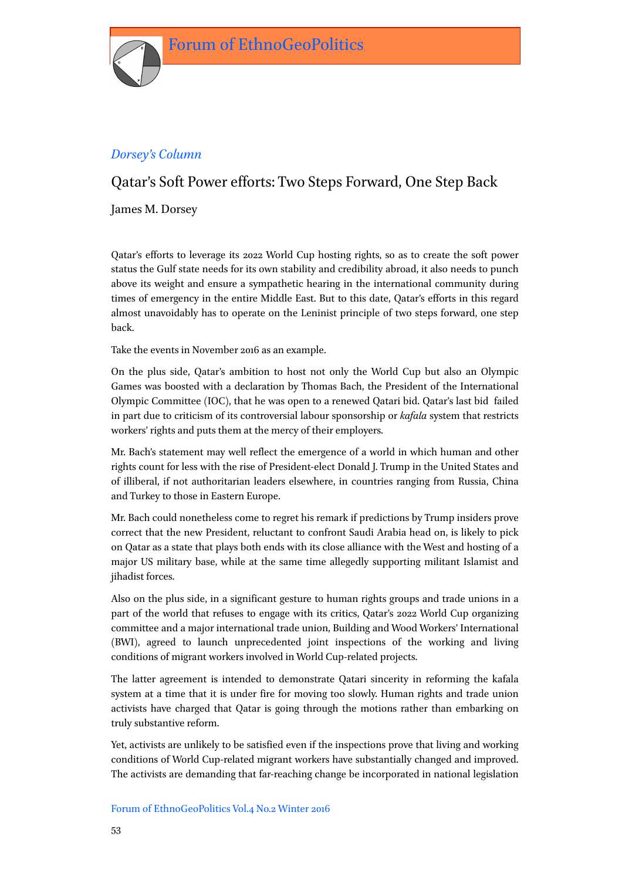*Dorsey's Column*

# Qatar's Soft Power efforts: Two Steps Forward, One Step Back

James M. Dorsey

Qatar's efforts to leverage its 2022 World Cup hosting rights, so as to create the soft power status the Gulf state needs for its own stability and credibility abroad, it also needs to punch above its weight and ensure a sympathetic hearing in the international community during times of emergency in the entire Middle East. But to this date, Qatar's efforts in this regard almost unavoidably has to operate on the Leninist principle of two steps forward, one step back.

Take the events in November 2016 as an example.

On the plus side, Qatar's ambition to host not only the World Cup but also an Olympic Games was boosted with a declaration by Thomas Bach, the President of the International Olympic Committee (IOC), that he was open to a renewed Qatari bid. Qatar's last bid failed in part due to criticism of its controversial labour sponsorship or *kafala* system that restricts workers' rights and puts them at the mercy of their employers.

Mr. Bach's statement may well reflect the emergence of a world in which human and other rights count for less with the rise of President-elect Donald J. Trump in the United States and of illiberal, if not authoritarian leaders elsewhere, in countries ranging from Russia, China and Turkey to those in Eastern Europe.

Mr. Bach could nonetheless come to regret his remark if predictions by Trump insiders prove correct that the new President, reluctant to confront Saudi Arabia head on, is likely to pick on Qatar as a state that plays both ends with its close alliance with the West and hosting of a major US military base, while at the same time allegedly supporting militant Islamist and jihadist forces.

Also on the plus side, in a significant gesture to human rights groups and trade unions in a part of the world that refuses to engage with its critics, Qatar's 2022 World Cup organizing committee and a major international trade union, Building and Wood Workers' International (BWI), agreed to launch unprecedented joint inspections of the working and living conditions of migrant workers involved in World Cup-related projects.

The latter agreement is intended to demonstrate Qatari sincerity in reforming the kafala system at a time that it is under fire for moving too slowly. Human rights and trade union activists have charged that Qatar is going through the motions rather than embarking on truly substantive reform.

Yet, activists are unlikely to be satisfied even if the inspections prove that living and working conditions of World Cup-related migrant workers have substantially changed and improved. The activists are demanding that far-reaching change be incorporated in national legislation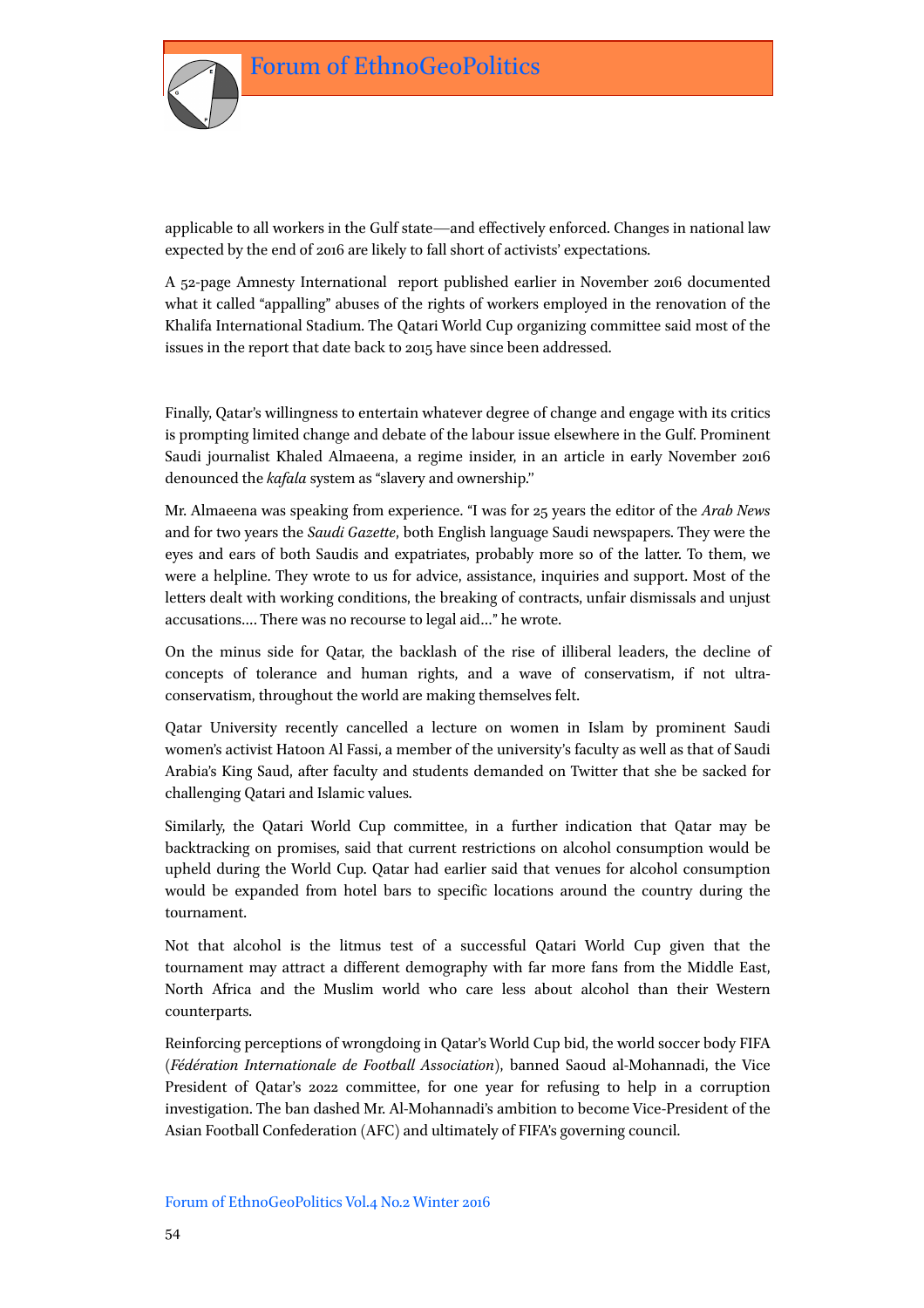applicable to all workers in the Gulf state—and effectively enforced. Changes in national law expected by the end of 2016 are likely to fall short of activists' expectations.

A 52-page Amnesty International report published earlier in November 2016 documented what it called "appalling" abuses of the rights of workers employed in the renovation of the Khalifa International Stadium. The Qatari World Cup organizing committee said most of the issues in the report that date back to 2015 have since been addressed.

Finally, Qatar's willingness to entertain whatever degree of change and engage with its critics is prompting limited change and debate of the labour issue elsewhere in the Gulf. Prominent Saudi journalist Khaled Almaeena, a regime insider, in an article in early November 2016 denounced the *kafala* system as "slavery and ownership."

Mr. Almaeena was speaking from experience. "I was for 25 years the editor of the *Arab News* and for two years the *Saudi Gazette*, both English language Saudi newspapers. They were the eyes and ears of both Saudis and expatriates, probably more so of the latter. To them, we were a helpline. They wrote to us for advice, assistance, inquiries and support. Most of the letters dealt with working conditions, the breaking of contracts, unfair dismissals and unjust accusations…. There was no recourse to legal aid…" he wrote.

On the minus side for Qatar, the backlash of the rise of illiberal leaders, the decline of concepts of tolerance and human rights, and a wave of conservatism, if not ultra-conservatism, throughout the world are making themselves felt.

Qatar University recently cancelled a lecture on women in Islam by prominent Saudi women's activist Hatoon Al Fassi, a member of the university's faculty as well as that of Saudi Arabia's King Saud, after faculty and students demanded on Twitter that she be sacked for challenging Qatari and Islamic values.

Similarly, the Qatari World Cup committee, in a further indication that Qatar may be backtracking on promises, said that current restrictions on alcohol consumption would be upheld during the World Cup. Qatar had earlier said that venues for alcohol consumption would be expanded from hotel bars to specific locations around the country during the tournament.

Not that alcohol is the litmus test of a successful Qatari World Cup given that the tournament may attract a different demography with far more fans from the Middle East, North Africa and the Muslim world who care less about alcohol than their Western counterparts.

Reinforcing perceptions of wrongdoing in Qatar's World Cup bid, the world soccer body FIFA (*Fédération Internationale de Football Association*), banned Saoud al-Mohannadi, the Vice President of Qatar's 2022 committee, for one year for refusing to help in a corruption investigation. The ban dashed Mr. Al-Mohannadi's ambition to become Vice-President of the Asian Football Confederation (AFC) and ultimately of FIFA's governing council.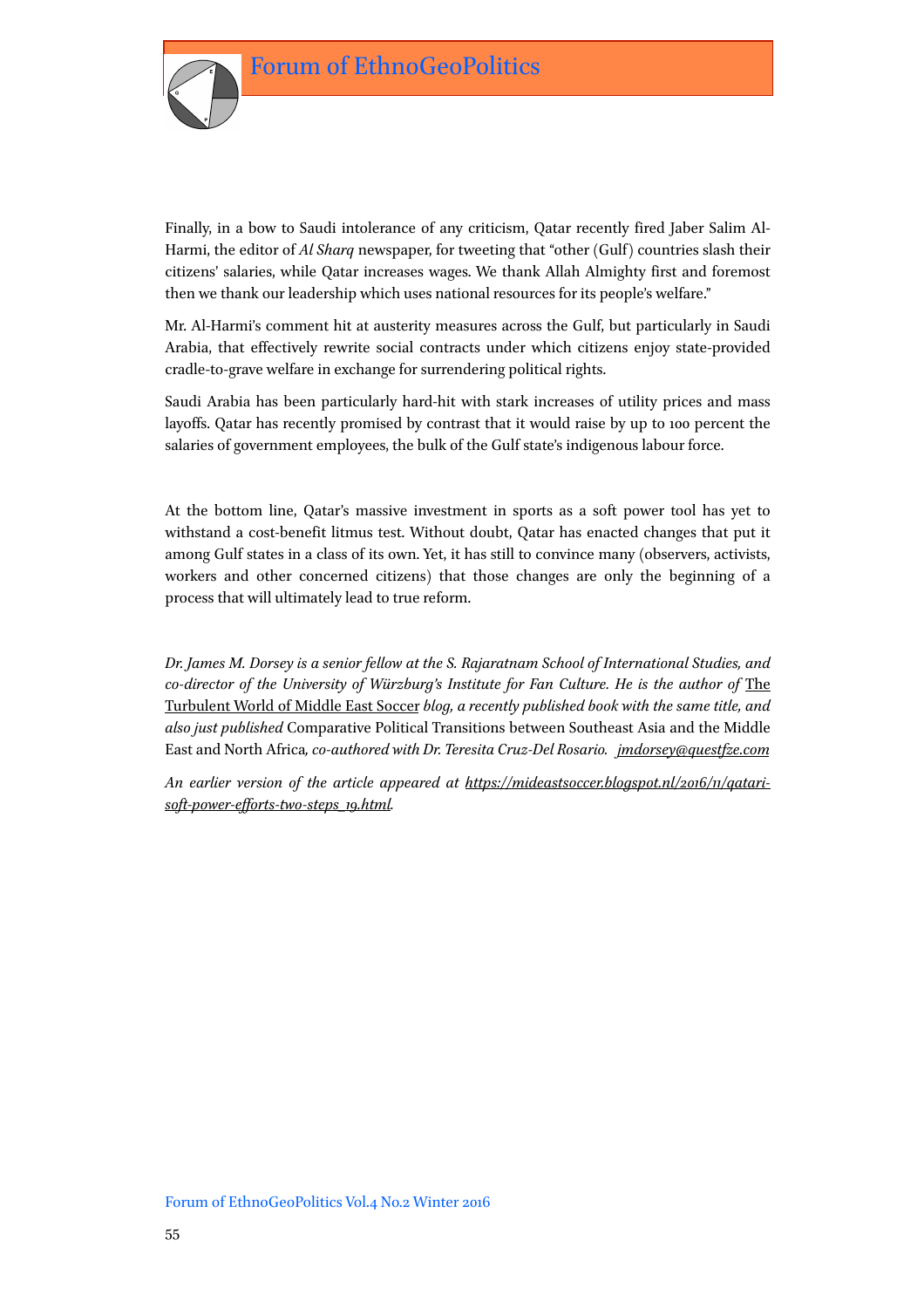Finally, in a bow to Saudi intolerance of any criticism, Qatar recently fired Jaber Salim Al-Harmi, the editor of *Al Sharq* newspaper, for tweeting that "other (Gulf) countries slash their citizens' salaries, while Qatar increases wages. We thank Allah Almighty first and foremost then we thank our leadership which uses national resources for its people's welfare."

Mr. Al-Harmi's comment hit at austerity measures across the Gulf, but particularly in Saudi Arabia, that effectively rewrite social contracts under which citizens enjoy state-provided cradle-to-grave welfare in exchange for surrendering political rights.

Saudi Arabia has been particularly hard-hit with stark increases of utility prices and mass layoffs. Qatar has recently promised by contrast that it would raise by up to 100 percent the salaries of government employees, the bulk of the Gulf state's indigenous labour force.

At the bottom line, Qatar's massive investment in sports as a soft power tool has yet to withstand a cost-benefit litmus test. Without doubt, Qatar has enacted changes that put it among Gulf states in a class of its own. Yet, it has still to convince many (observers, activists, workers and other concerned citizens) that those changes are only the beginning of a process that will ultimately lead to true reform.

*Dr. James M. Dorsey is a senior fellow at the S. Rajaratnam School of International Studies, and co-director of the University of Würzburg's Institute for Fan Culture. He is the author of* The Turbulent World of Middle East Soccer *blog, a recently published book with the same title, and also just published* Comparative Political Transitions between Southeast Asia and the Middle East and North Africa*, co-authored with Dr. Teresita Cruz-Del Rosario.* *jmdorsey@questfze.com*

*An earlier version of the article appeared at https://mideastsoccer.blogspot.nl/2016/11/qatari-soft-power-efforts-two-steps_19.html.*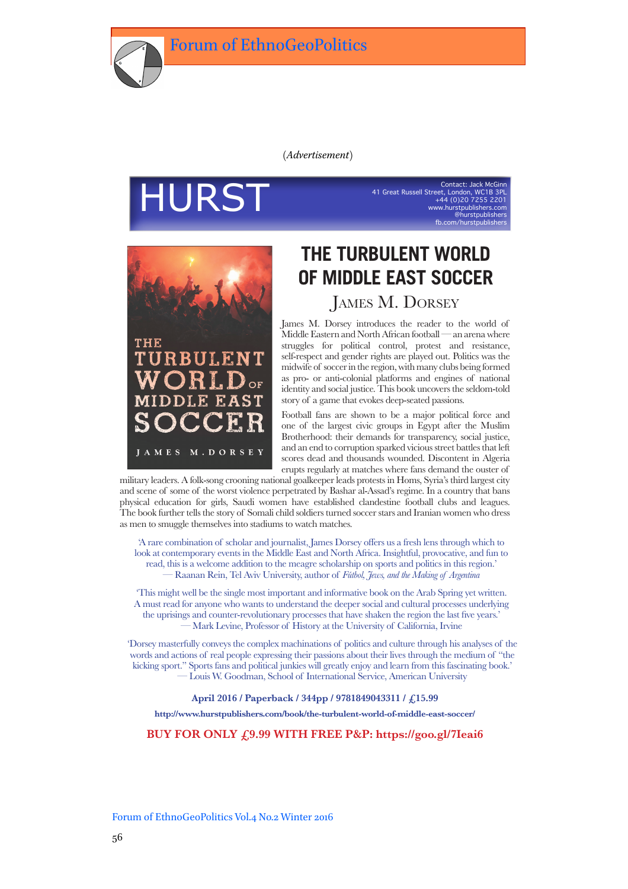(*Advertisement*)

# HURST

Contact: Jack McGinn
41 Great Russell Street, London, WC1B 3PL
+44 (0)20 7255 2201
www.hurstpublishers.com
@hurstpublishers
fb.com/hurstpublishers

## THE TURBULENT WORLD OF MIDDLE EAST SOCCER

### JAMES M. DORSEY

James M. Dorsey introduces the reader to the world of Middle Eastern and North African football — an arena where struggles for political control, protest and resistance, self-respect and gender rights are played out. Politics was the midwife of soccer in the region, with many clubs being formed as pro- or anti-colonial platforms and engines of national identity and social justice. This book uncovers the seldom-told story of a game that evokes deep-seated passions.

Football fans are shown to be a major political force and one of the largest civic groups in Egypt after the Muslim Brotherhood: their demands for transparency, social justice, and an end to corruption sparked vicious street battles that left scores dead and thousands wounded. Discontent in Algeria erupts regularly at matches where fans demand the ouster of military leaders. A folk-song crooning national goalkeeper leads protests in Homs, Syria's third largest city and scene of some of the worst violence perpetrated by Bashar al-Assad's regime. In a country that bans physical education for girls, Saudi women have established clandestine football clubs and leagues. The book further tells the story of Somali child soldiers turned soccer stars and Iranian women who dress as men to smuggle themselves into stadiums to watch matches.

'A rare combination of scholar and journalist, James Dorsey offers us a fresh lens through which to look at contemporary events in the Middle East and North Africa. Insightful, provocative, and fun to read, this is a welcome addition to the meagre scholarship on sports and politics in this region.'
— Raanan Rein, Tel Aviv University, author of *Fútbol, Jews, and the Making of Argentina*

'This might well be the single most important and informative book on the Arab Spring yet written. A must read for anyone who wants to understand the deeper social and cultural processes underlying the uprisings and counter-revolutionary processes that have shaken the region the last five years.'
— Mark Levine, Professor of History at the University of California, Irvine

'Dorsey masterfully conveys the complex machinations of politics and culture through his analyses of the words and actions of real people expressing their passions about their lives through the medium of "the kicking sport." Sports fans and political junkies will greatly enjoy and learn from this fascinating book.'
— Louis W. Goodman, School of International Service, American University

**April 2016 / Paperback / 344pp / 9781849043311 / £15.99**

**http://www.hurstpublishers.com/book/the-turbulent-world-of-middle-east-soccer/**

**BUY FOR ONLY £9.99 WITH FREE P&P: https://goo.gl/7Ieai6**